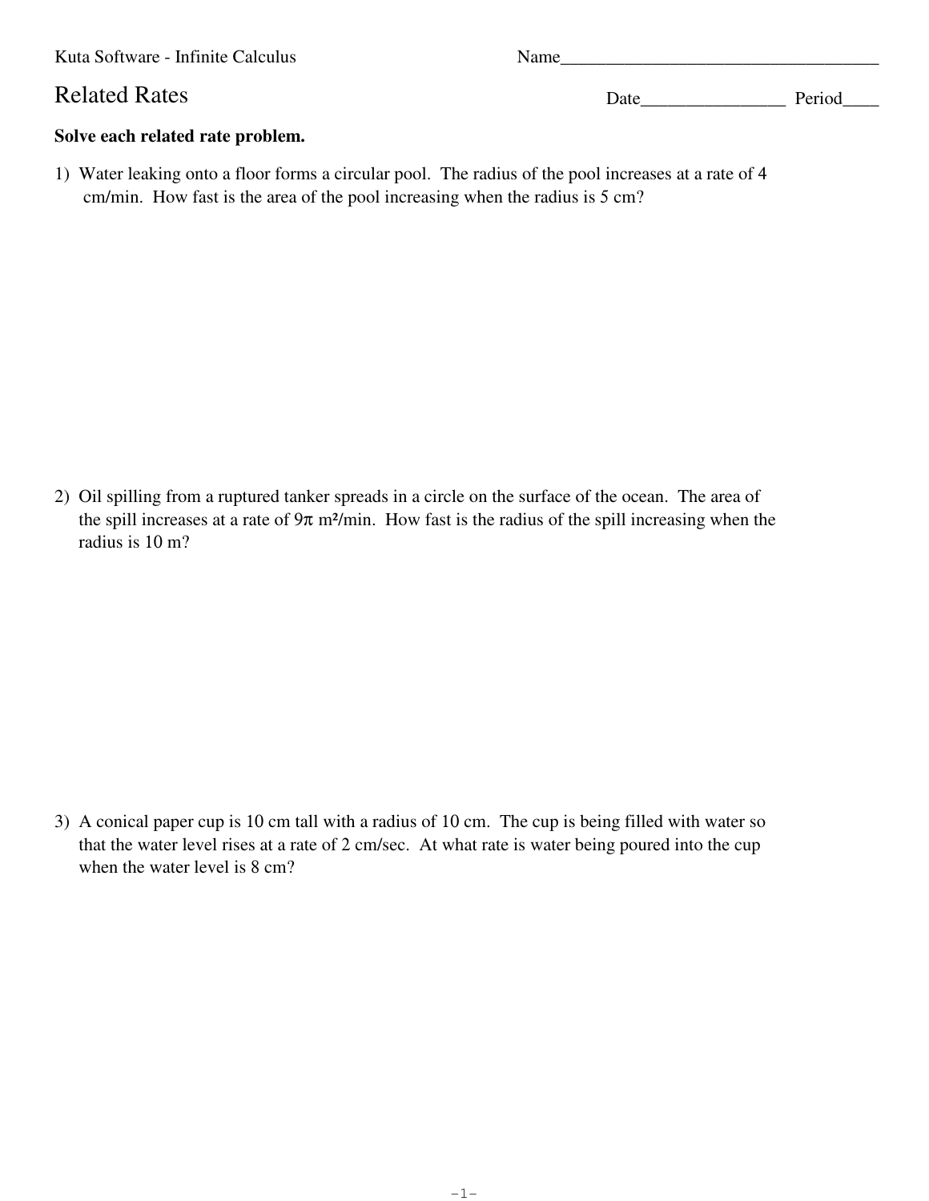Kuta Software - Infinite Calculus

Name___________________________________

# Related Rates

Date________________ Period____

**Solve each related rate problem.**

1) Water leaking onto a floor forms a circular pool. The radius of the pool increases at a rate of 4 cm/min. How fast is the area of the pool increasing when the radius is 5 cm?

2) Oil spilling from a ruptured tanker spreads in a circle on the surface of the ocean. The area of the spill increases at a rate of $9\pi$ m²/min. How fast is the radius of the spill increasing when the radius is 10 m?

3) A conical paper cup is 10 cm tall with a radius of 10 cm. The cup is being filled with water so that the water level rises at a rate of 2 cm/sec. At what rate is water being poured into the cup when the water level is 8 cm?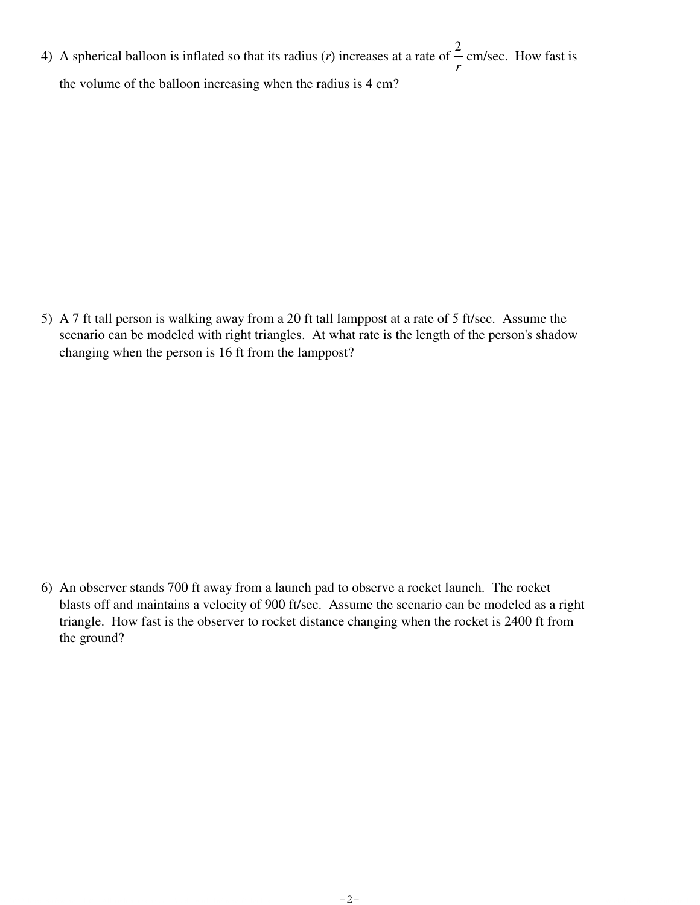4) A spherical balloon is inflated so that its radius ($r$) increases at a rate of $\frac{2}{r}$ cm/sec. How fast is the volume of the balloon increasing when the radius is 4 cm?

5) A 7 ft tall person is walking away from a 20 ft tall lamppost at a rate of 5 ft/sec. Assume the scenario can be modeled with right triangles. At what rate is the length of the person's shadow changing when the person is 16 ft from the lamppost?

6) An observer stands 700 ft away from a launch pad to observe a rocket launch. The rocket blasts off and maintains a velocity of 900 ft/sec. Assume the scenario can be modeled as a right triangle. How fast is the observer to rocket distance changing when the rocket is 2400 ft from the ground?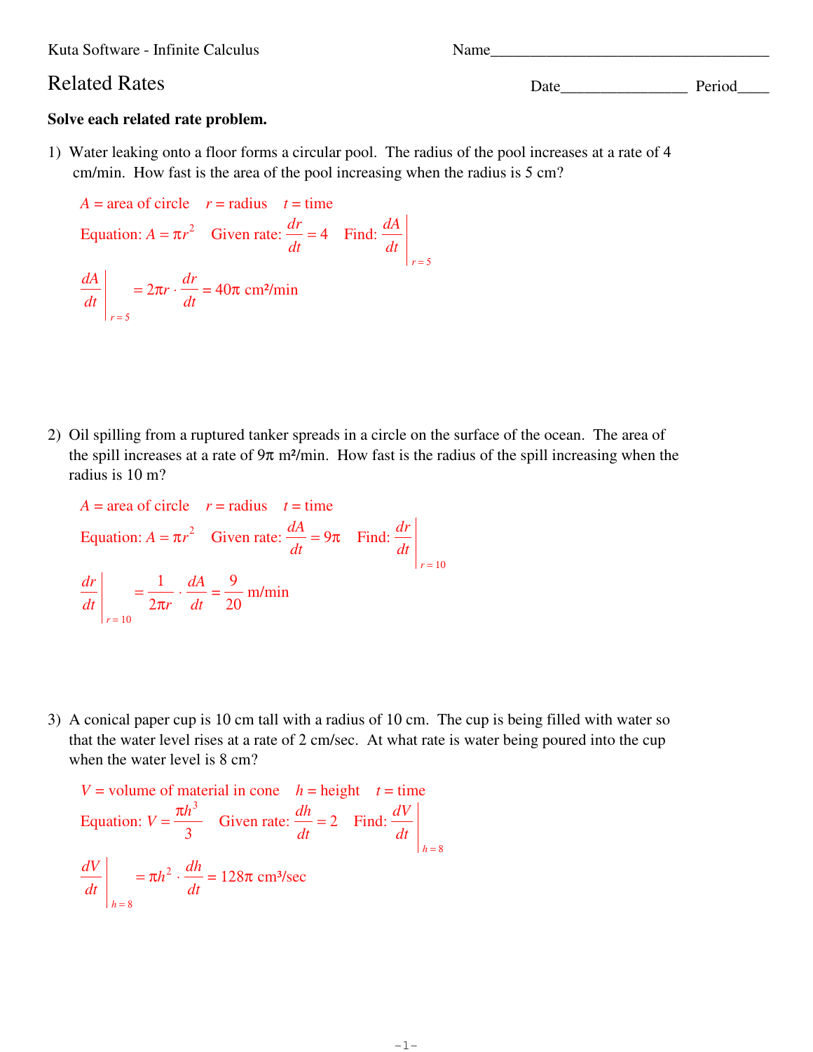Kuta Software - Infinite Calculus

Name____________________________________

## Related Rates

Date________________ Period____

**Solve each related rate problem.**

1) Water leaking onto a floor forms a circular pool. The radius of the pool increases at a rate of 4 cm/min. How fast is the area of the pool increasing when the radius is 5 cm?

$A$ = area of circle  $r$ = radius  $t$ = time

Equation: $A = \pi r^2$  Given rate: $\frac{dr}{dt} = 4$  Find: $\left.\frac{dA}{dt}\right|_{r=5}$

$$\left.\frac{dA}{dt}\right|_{r=5} = 2\pi r \cdot \frac{dr}{dt} = 40\pi \text{ cm}^2\text{/min}$$

2) Oil spilling from a ruptured tanker spreads in a circle on the surface of the ocean. The area of the spill increases at a rate of $9\pi$ m²/min. How fast is the radius of the spill increasing when the radius is 10 m?

$A$ = area of circle  $r$ = radius  $t$ = time

Equation: $A = \pi r^2$  Given rate: $\frac{dA}{dt} = 9\pi$  Find: $\left.\frac{dr}{dt}\right|_{r=10}$

$$\left.\frac{dr}{dt}\right|_{r=10} = \frac{1}{2\pi r} \cdot \frac{dA}{dt} = \frac{9}{20} \text{ m/min}$$

3) A conical paper cup is 10 cm tall with a radius of 10 cm. The cup is being filled with water so that the water level rises at a rate of 2 cm/sec. At what rate is water being poured into the cup when the water level is 8 cm?

$V$ = volume of material in cone  $h$ = height  $t$ = time

Equation: $V = \frac{\pi h^3}{3}$  Given rate: $\frac{dh}{dt} = 2$  Find: $\left.\frac{dV}{dt}\right|_{h=8}$

$$\left.\frac{dV}{dt}\right|_{h=8} = \pi h^2 \cdot \frac{dh}{dt} = 128\pi \text{ cm}^3\text{/sec}$$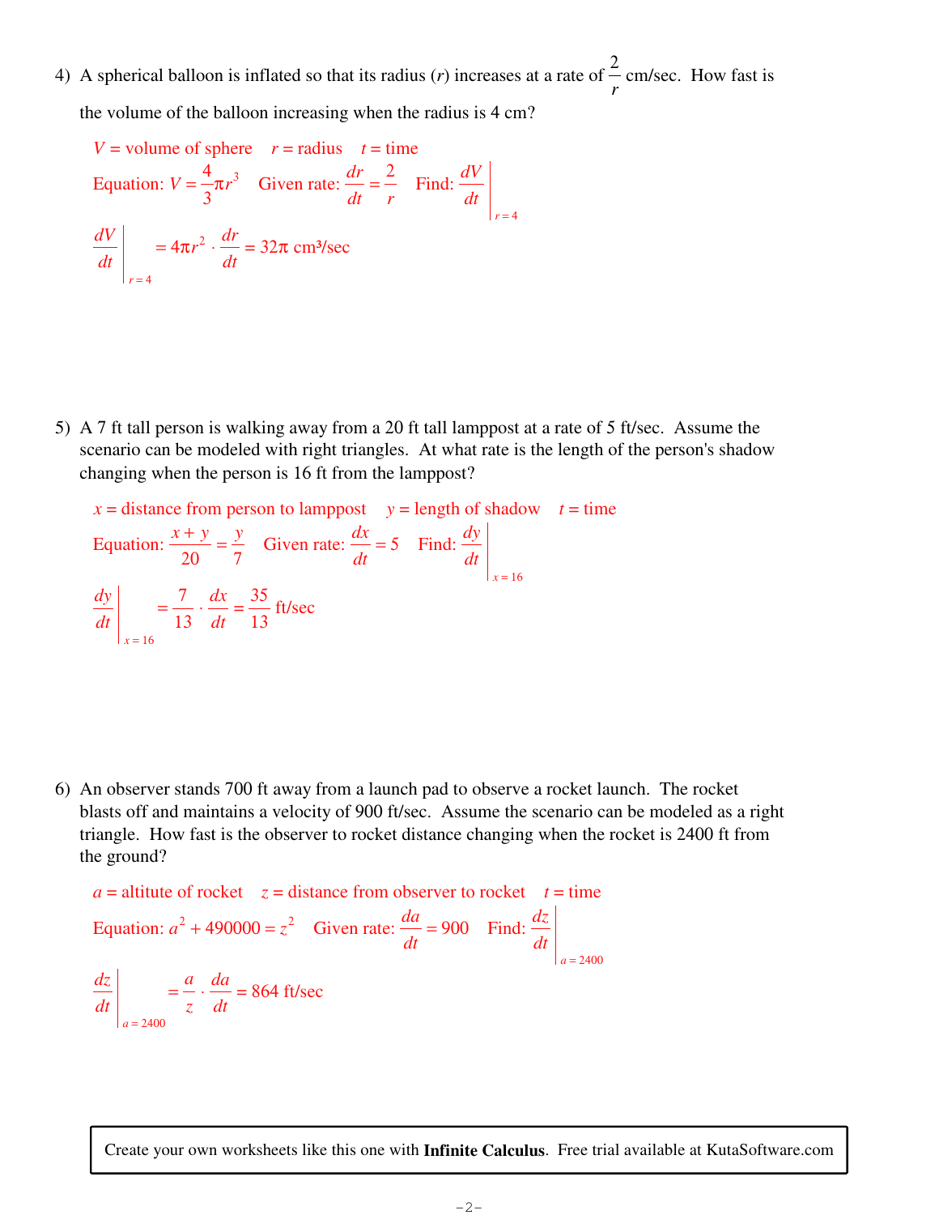4) A spherical balloon is inflated so that its radius ($r$) increases at a rate of $\frac{2}{r}$ cm/sec. How fast is the volume of the balloon increasing when the radius is 4 cm?

$V$ = volume of sphere  $r$ = radius  $t$ = time

Equation: $V = \frac{4}{3}\pi r^3$  Given rate: $\frac{dr}{dt} = \frac{2}{r}$  Find: $\left.\frac{dV}{dt}\right|_{r=4}$

$$\left.\frac{dV}{dt}\right|_{r=4} = 4\pi r^2 \cdot \frac{dr}{dt} = 32\pi \text{ cm}^3\text{/sec}$$

5) A 7 ft tall person is walking away from a 20 ft tall lamppost at a rate of 5 ft/sec. Assume the scenario can be modeled with right triangles. At what rate is the length of the person's shadow changing when the person is 16 ft from the lamppost?

$x$ = distance from person to lamppost  $y$ = length of shadow  $t$ = time

Equation: $\frac{x+y}{20} = \frac{y}{7}$  Given rate: $\frac{dx}{dt} = 5$  Find: $\left.\frac{dy}{dt}\right|_{x=16}$

$$\left.\frac{dy}{dt}\right|_{x=16} = \frac{7}{13} \cdot \frac{dx}{dt} = \frac{35}{13} \text{ ft/sec}$$

6) An observer stands 700 ft away from a launch pad to observe a rocket launch. The rocket blasts off and maintains a velocity of 900 ft/sec. Assume the scenario can be modeled as a right triangle. How fast is the observer to rocket distance changing when the rocket is 2400 ft from the ground?

$a$ = altitute of rocket  $z$ = distance from observer to rocket  $t$ = time

Equation: $a^2 + 490000 = z^2$  Given rate: $\frac{da}{dt} = 900$  Find: $\left.\frac{dz}{dt}\right|_{a=2400}$

$$\left.\frac{dz}{dt}\right|_{a=2400} = \frac{a}{z} \cdot \frac{da}{dt} = 864 \text{ ft/sec}$$

Create your own worksheets like this one with **Infinite Calculus**. Free trial available at KutaSoftware.com